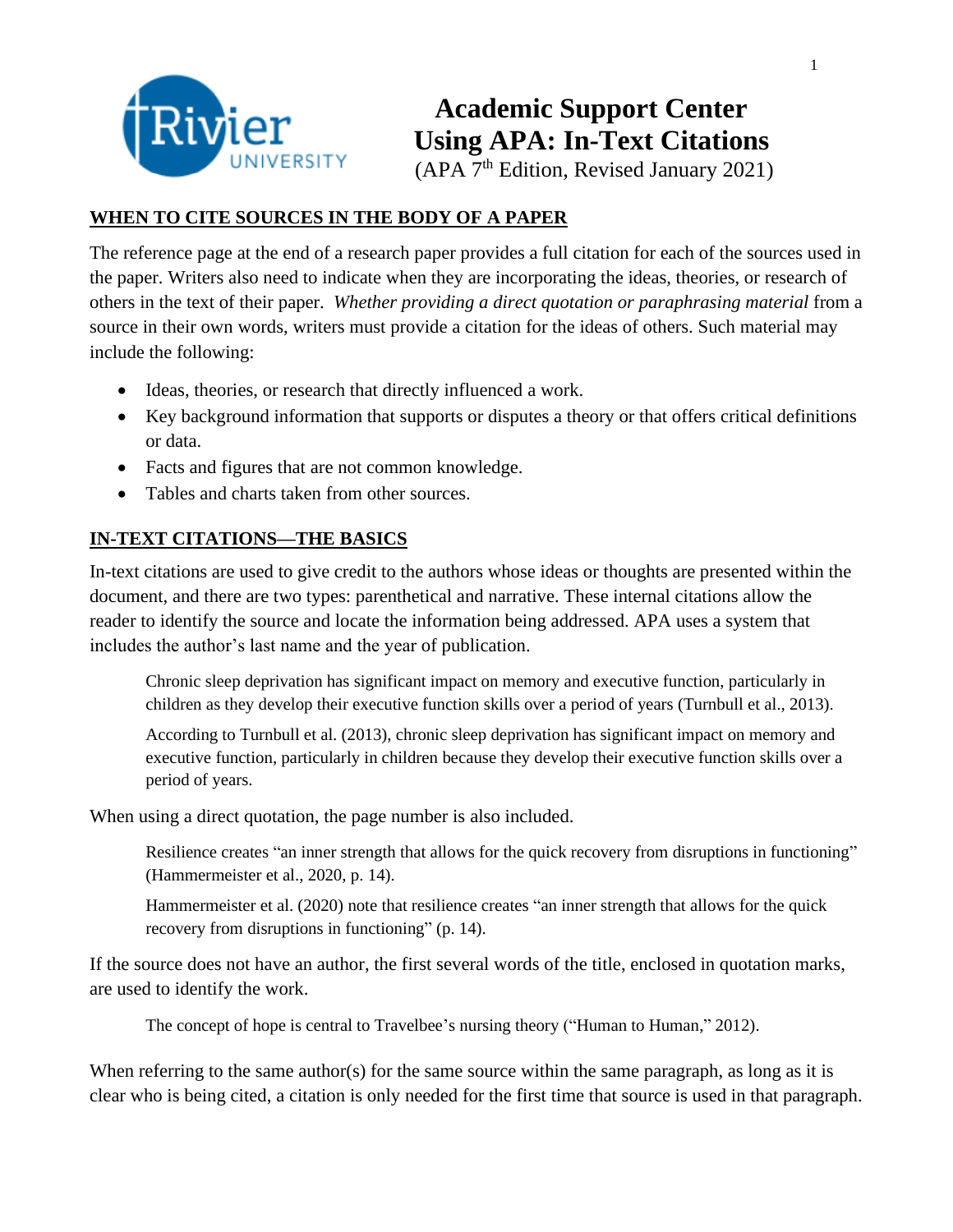# Academic Support Center
# Using APA: In-Text Citations

(APA 7th Edition, Revised January 2021)

## WHEN TO CITE SOURCES IN THE BODY OF A PAPER

The reference page at the end of a research paper provides a full citation for each of the sources used in the paper. Writers also need to indicate when they are incorporating the ideas, theories, or research of others in the text of their paper. *Whether providing a direct quotation or paraphrasing material* from a source in their own words, writers must provide a citation for the ideas of others. Such material may include the following:

- Ideas, theories, or research that directly influenced a work.
- Key background information that supports or disputes a theory or that offers critical definitions or data.
- Facts and figures that are not common knowledge.
- Tables and charts taken from other sources.

## IN-TEXT CITATIONS—THE BASICS

In-text citations are used to give credit to the authors whose ideas or thoughts are presented within the document, and there are two types: parenthetical and narrative. These internal citations allow the reader to identify the source and locate the information being addressed. APA uses a system that includes the author's last name and the year of publication.

> Chronic sleep deprivation has significant impact on memory and executive function, particularly in children as they develop their executive function skills over a period of years (Turnbull et al., 2013).
>
> According to Turnbull et al. (2013), chronic sleep deprivation has significant impact on memory and executive function, particularly in children because they develop their executive function skills over a period of years.

When using a direct quotation, the page number is also included.

> Resilience creates "an inner strength that allows for the quick recovery from disruptions in functioning" (Hammermeister et al., 2020, p. 14).
>
> Hammermeister et al. (2020) note that resilience creates "an inner strength that allows for the quick recovery from disruptions in functioning" (p. 14).

If the source does not have an author, the first several words of the title, enclosed in quotation marks, are used to identify the work.

> The concept of hope is central to Travelbee's nursing theory ("Human to Human," 2012).

When referring to the same author(s) for the same source within the same paragraph, as long as it is clear who is being cited, a citation is only needed for the first time that source is used in that paragraph.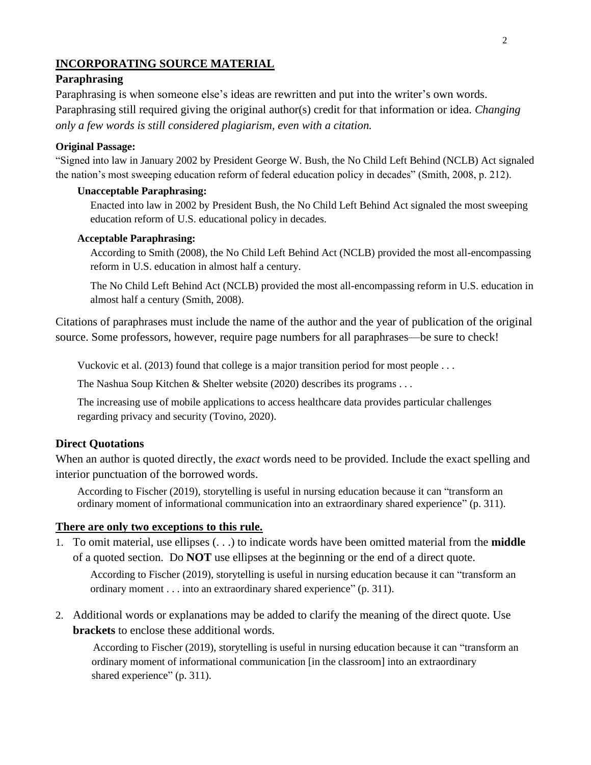## INCORPORATING SOURCE MATERIAL

### Paraphrasing

Paraphrasing is when someone else's ideas are rewritten and put into the writer's own words. Paraphrasing still required giving the original author(s) credit for that information or idea. *Changing only a few words is still considered plagiarism, even with a citation.*

**Original Passage:**

"Signed into law in January 2002 by President George W. Bush, the No Child Left Behind (NCLB) Act signaled the nation's most sweeping education reform of federal education policy in decades" (Smith, 2008, p. 212).

**Unacceptable Paraphrasing:**

Enacted into law in 2002 by President Bush, the No Child Left Behind Act signaled the most sweeping education reform of U.S. educational policy in decades.

**Acceptable Paraphrasing:**

According to Smith (2008), the No Child Left Behind Act (NCLB) provided the most all-encompassing reform in U.S. education in almost half a century.

The No Child Left Behind Act (NCLB) provided the most all-encompassing reform in U.S. education in almost half a century (Smith, 2008).

Citations of paraphrases must include the name of the author and the year of publication of the original source. Some professors, however, require page numbers for all paraphrases—be sure to check!

Vuckovic et al. (2013) found that college is a major transition period for most people . . .

The Nashua Soup Kitchen & Shelter website (2020) describes its programs . . .

The increasing use of mobile applications to access healthcare data provides particular challenges regarding privacy and security (Tovino, 2020).

### Direct Quotations

When an author is quoted directly, the *exact* words need to be provided. Include the exact spelling and interior punctuation of the borrowed words.

According to Fischer (2019), storytelling is useful in nursing education because it can "transform an ordinary moment of informational communication into an extraordinary shared experience" (p. 311).

**There are only two exceptions to this rule.**

1. To omit material, use ellipses (. . .) to indicate words have been omitted material from the **middle** of a quoted section. Do **NOT** use ellipses at the beginning or the end of a direct quote.

   According to Fischer (2019), storytelling is useful in nursing education because it can "transform an ordinary moment . . . into an extraordinary shared experience" (p. 311).

2. Additional words or explanations may be added to clarify the meaning of the direct quote. Use **brackets** to enclose these additional words.

   According to Fischer (2019), storytelling is useful in nursing education because it can "transform an ordinary moment of informational communication [in the classroom] into an extraordinary shared experience" (p. 311).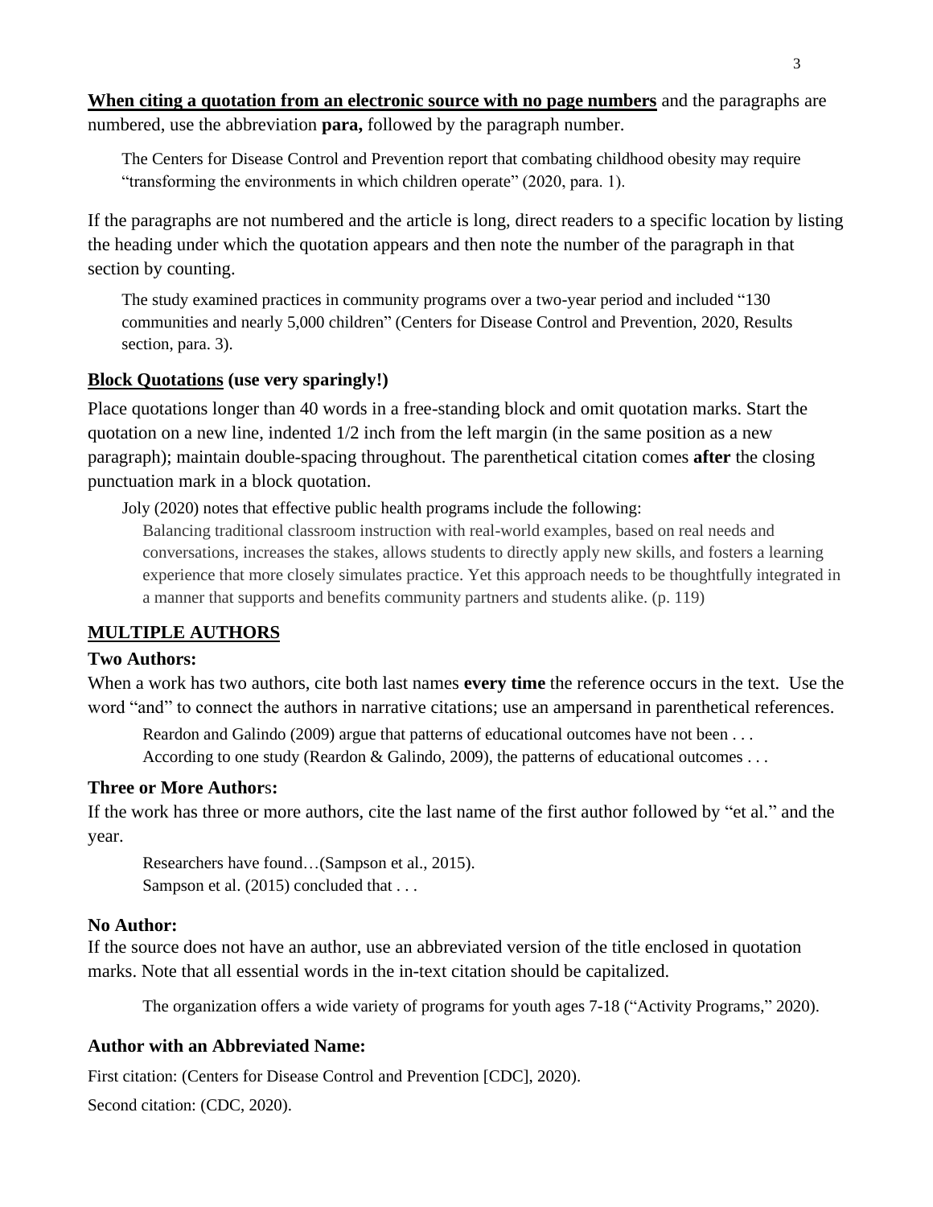**<u>When citing a quotation from an electronic source with no page numbers</u>** and the paragraphs are numbered, use the abbreviation **para,** followed by the paragraph number.

> The Centers for Disease Control and Prevention report that combating childhood obesity may require "transforming the environments in which children operate" (2020, para. 1).

If the paragraphs are not numbered and the article is long, direct readers to a specific location by listing the heading under which the quotation appears and then note the number of the paragraph in that section by counting.

> The study examined practices in community programs over a two-year period and included "130 communities and nearly 5,000 children" (Centers for Disease Control and Prevention, 2020, Results section, para. 3).

### <u>Block Quotations</u> (use very sparingly!)

Place quotations longer than 40 words in a free-standing block and omit quotation marks. Start the quotation on a new line, indented 1/2 inch from the left margin (in the same position as a new paragraph); maintain double-spacing throughout. The parenthetical citation comes **after** the closing punctuation mark in a block quotation.

> Joly (2020) notes that effective public health programs include the following:
>
> > Balancing traditional classroom instruction with real-world examples, based on real needs and conversations, increases the stakes, allows students to directly apply new skills, and fosters a learning experience that more closely simulates practice. Yet this approach needs to be thoughtfully integrated in a manner that supports and benefits community partners and students alike. (p. 119)

## <u>MULTIPLE AUTHORS</u>

### Two Authors:

When a work has two authors, cite both last names **every time** the reference occurs in the text. Use the word "and" to connect the authors in narrative citations; use an ampersand in parenthetical references.

> Reardon and Galindo (2009) argue that patterns of educational outcomes have not been . . .
> According to one study (Reardon & Galindo, 2009), the patterns of educational outcomes . . .

### Three or More Authors:

If the work has three or more authors, cite the last name of the first author followed by "et al." and the year.

> Researchers have found…(Sampson et al., 2015).
> Sampson et al. (2015) concluded that . . .

### No Author:

If the source does not have an author, use an abbreviated version of the title enclosed in quotation marks. Note that all essential words in the in-text citation should be capitalized.

> The organization offers a wide variety of programs for youth ages 7-18 ("Activity Programs," 2020).

### Author with an Abbreviated Name:

First citation: (Centers for Disease Control and Prevention [CDC], 2020).

Second citation: (CDC, 2020).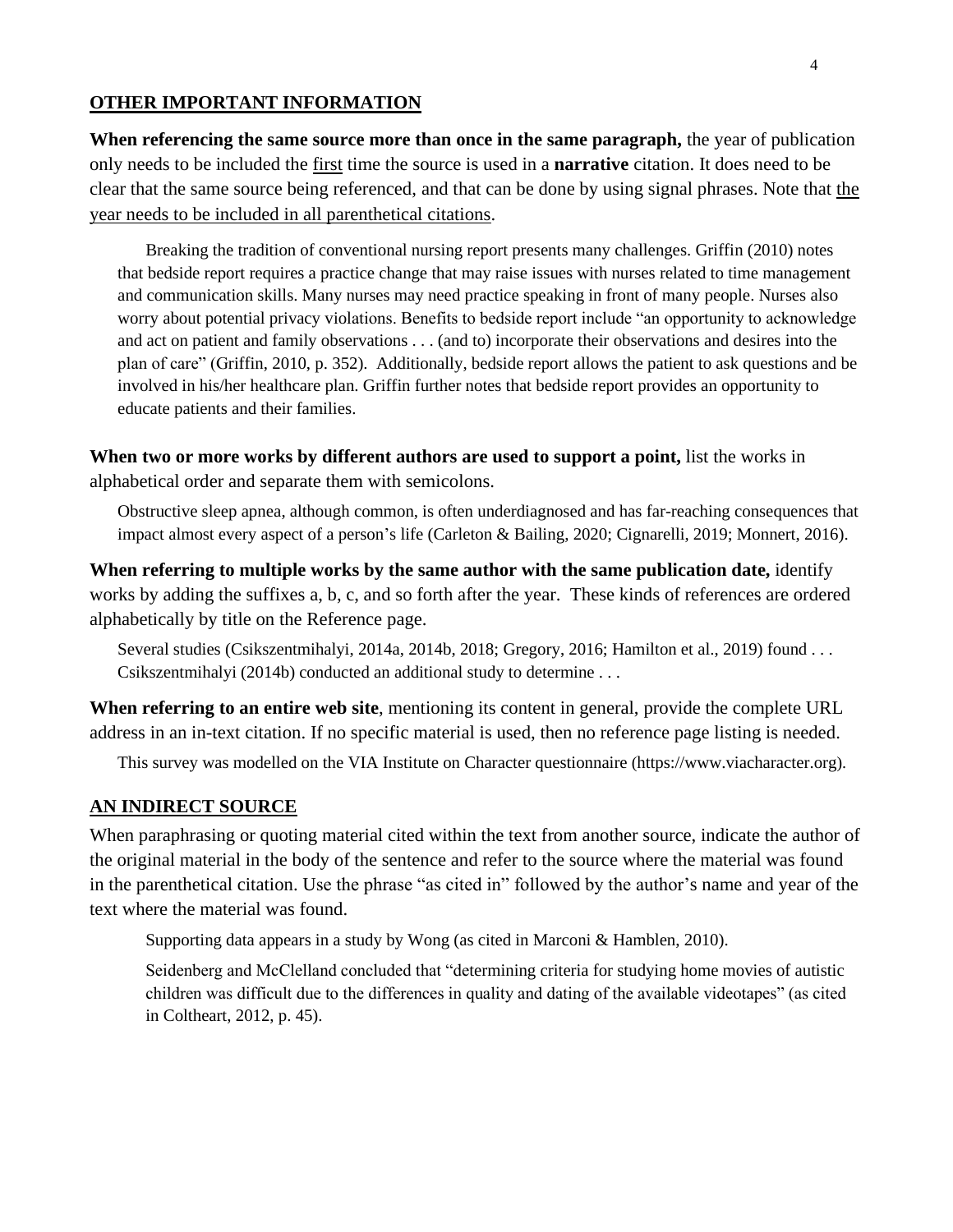## OTHER IMPORTANT INFORMATION

**When referencing the same source more than once in the same paragraph,** the year of publication only needs to be included the first time the source is used in a **narrative** citation. It does need to be clear that the same source being referenced, and that can be done by using signal phrases. Note that the year needs to be included in all parenthetical citations.

> Breaking the tradition of conventional nursing report presents many challenges. Griffin (2010) notes that bedside report requires a practice change that may raise issues with nurses related to time management and communication skills. Many nurses may need practice speaking in front of many people. Nurses also worry about potential privacy violations. Benefits to bedside report include "an opportunity to acknowledge and act on patient and family observations . . . (and to) incorporate their observations and desires into the plan of care" (Griffin, 2010, p. 352). Additionally, bedside report allows the patient to ask questions and be involved in his/her healthcare plan. Griffin further notes that bedside report provides an opportunity to educate patients and their families.

**When two or more works by different authors are used to support a point,** list the works in alphabetical order and separate them with semicolons.

> Obstructive sleep apnea, although common, is often underdiagnosed and has far-reaching consequences that impact almost every aspect of a person's life (Carleton & Bailing, 2020; Cignarelli, 2019; Monnert, 2016).

**When referring to multiple works by the same author with the same publication date,** identify works by adding the suffixes a, b, c, and so forth after the year. These kinds of references are ordered alphabetically by title on the Reference page.

> Several studies (Csikszentmihalyi, 2014a, 2014b, 2018; Gregory, 2016; Hamilton et al., 2019) found . . .
> Csikszentmihalyi (2014b) conducted an additional study to determine . . .

**When referring to an entire web site**, mentioning its content in general, provide the complete URL address in an in-text citation. If no specific material is used, then no reference page listing is needed.

> This survey was modelled on the VIA Institute on Character questionnaire (https://www.viacharacter.org).

## AN INDIRECT SOURCE

When paraphrasing or quoting material cited within the text from another source, indicate the author of the original material in the body of the sentence and refer to the source where the material was found in the parenthetical citation. Use the phrase "as cited in" followed by the author's name and year of the text where the material was found.

> Supporting data appears in a study by Wong (as cited in Marconi & Hamblen, 2010).

> Seidenberg and McClelland concluded that "determining criteria for studying home movies of autistic children was difficult due to the differences in quality and dating of the available videotapes" (as cited in Coltheart, 2012, p. 45).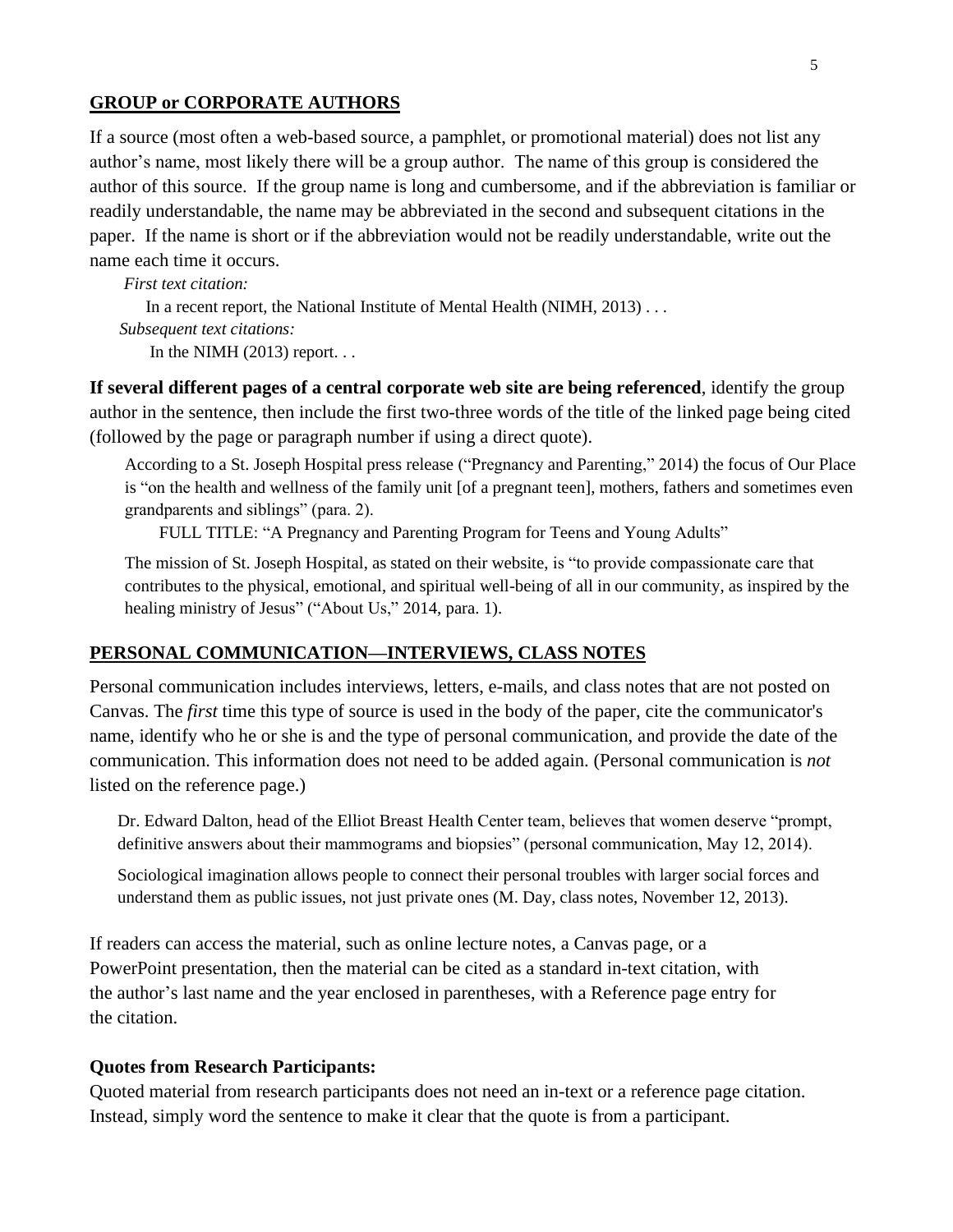## GROUP or CORPORATE AUTHORS

If a source (most often a web-based source, a pamphlet, or promotional material) does not list any author's name, most likely there will be a group author. The name of this group is considered the author of this source. If the group name is long and cumbersome, and if the abbreviation is familiar or readily understandable, the name may be abbreviated in the second and subsequent citations in the paper. If the name is short or if the abbreviation would not be readily understandable, write out the name each time it occurs.

*First text citation:*

In a recent report, the National Institute of Mental Health (NIMH, 2013) . . .

*Subsequent text citations:*

In the NIMH (2013) report. . .

**If several different pages of a central corporate web site are being referenced**, identify the group author in the sentence, then include the first two-three words of the title of the linked page being cited (followed by the page or paragraph number if using a direct quote).

> According to a St. Joseph Hospital press release ("Pregnancy and Parenting," 2014) the focus of Our Place is "on the health and wellness of the family unit [of a pregnant teen], mothers, fathers and sometimes even grandparents and siblings" (para. 2).
>
> FULL TITLE: "A Pregnancy and Parenting Program for Teens and Young Adults"
>
> The mission of St. Joseph Hospital, as stated on their website, is "to provide compassionate care that contributes to the physical, emotional, and spiritual well-being of all in our community, as inspired by the healing ministry of Jesus" ("About Us," 2014, para. 1).

## PERSONAL COMMUNICATION—INTERVIEWS, CLASS NOTES

Personal communication includes interviews, letters, e-mails, and class notes that are not posted on Canvas. The *first* time this type of source is used in the body of the paper, cite the communicator's name, identify who he or she is and the type of personal communication, and provide the date of the communication. This information does not need to be added again. (Personal communication is *not* listed on the reference page.)

> Dr. Edward Dalton, head of the Elliot Breast Health Center team, believes that women deserve "prompt, definitive answers about their mammograms and biopsies" (personal communication, May 12, 2014).
>
> Sociological imagination allows people to connect their personal troubles with larger social forces and understand them as public issues, not just private ones (M. Day, class notes, November 12, 2013).

If readers can access the material, such as online lecture notes, a Canvas page, or a PowerPoint presentation, then the material can be cited as a standard in-text citation, with the author's last name and the year enclosed in parentheses, with a Reference page entry for the citation.

**Quotes from Research Participants:**

Quoted material from research participants does not need an in-text or a reference page citation. Instead, simply word the sentence to make it clear that the quote is from a participant.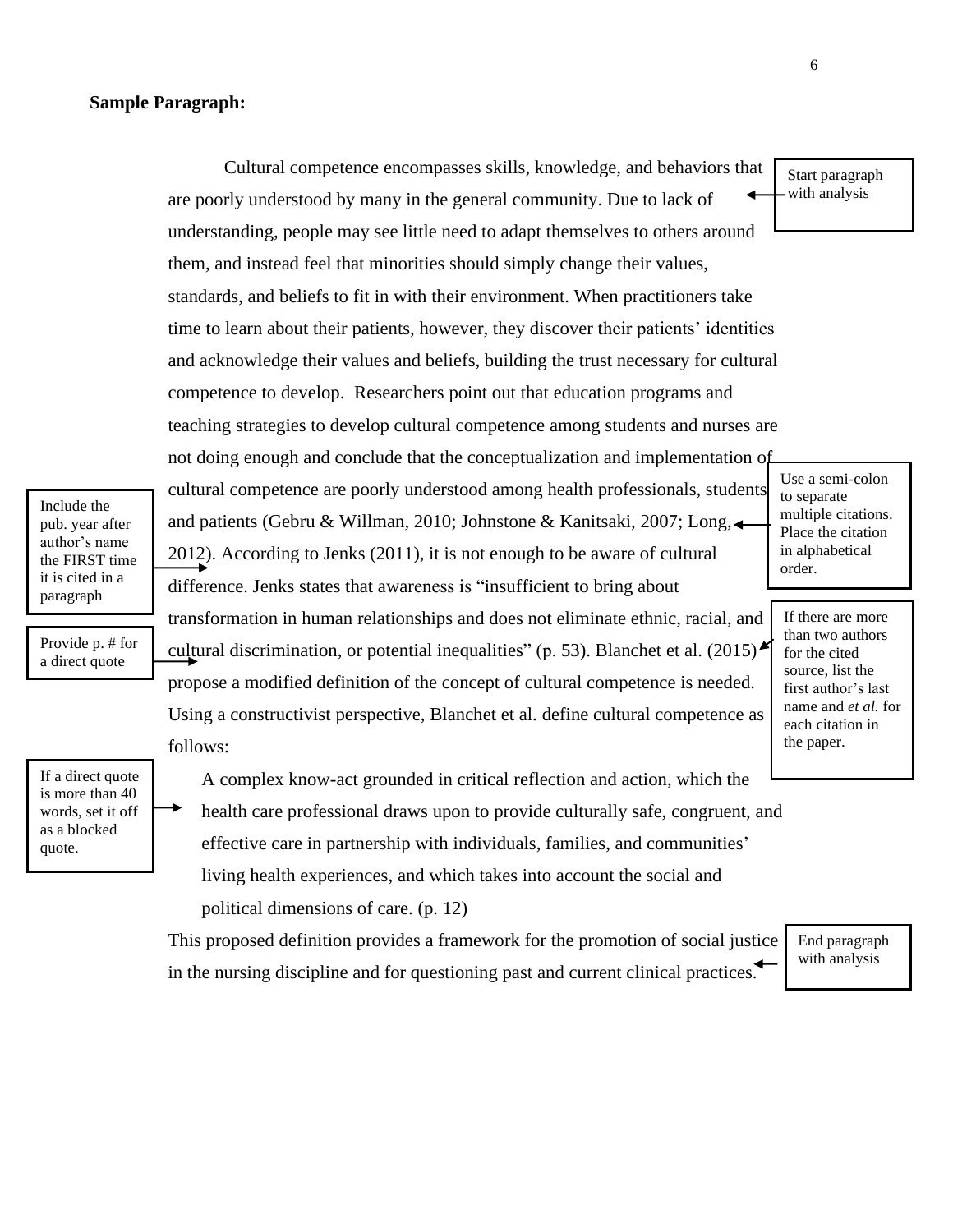**Sample Paragraph:**

Cultural competence encompasses skills, knowledge, and behaviors that are poorly understood by many in the general community. Due to lack of understanding, people may see little need to adapt themselves to others around them, and instead feel that minorities should simply change their values, standards, and beliefs to fit in with their environment. When practitioners take time to learn about their patients, however, they discover their patients' identities and acknowledge their values and beliefs, building the trust necessary for cultural competence to develop. Researchers point out that education programs and teaching strategies to develop cultural competence among students and nurses are not doing enough and conclude that the conceptualization and implementation of cultural competence are poorly understood among health professionals, students and patients (Gebru & Willman, 2010; Johnstone & Kanitsaki, 2007; Long, 2012). According to Jenks (2011), it is not enough to be aware of cultural difference. Jenks states that awareness is "insufficient to bring about transformation in human relationships and does not eliminate ethnic, racial, and cultural discrimination, or potential inequalities" (p. 53). Blanchet et al. (2015) propose a modified definition of the concept of cultural competence is needed. Using a constructivist perspective, Blanchet et al. define cultural competence as follows:

> A complex know-act grounded in critical reflection and action, which the health care professional draws upon to provide culturally safe, congruent, and effective care in partnership with individuals, families, and communities' living health experiences, and which takes into account the social and political dimensions of care. (p. 12)

This proposed definition provides a framework for the promotion of social justice in the nursing discipline and for questioning past and current clinical practices.

Start paragraph with analysis

Use a semi-colon to separate multiple citations. Place the citation in alphabetical order.

Include the pub. year after author's name the FIRST time it is cited in a paragraph

Provide p. # for a direct quote

If there are more than two authors for the cited source, list the first author's last name and *et al.* for each citation in the paper.

If a direct quote is more than 40 words, set it off as a blocked quote.

End paragraph with analysis